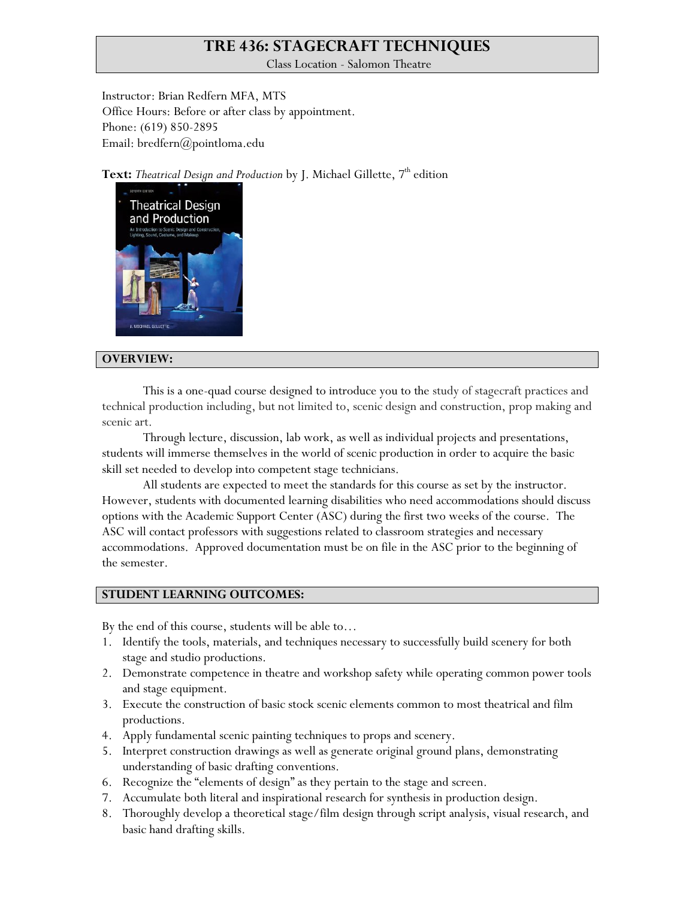# TRE 436: STAGECRAFT TECHNIQUES

Class Location - Salomon Theatre

Instructor: Brian Redfern MFA, MTS
Office Hours: Before or after class by appointment.
Phone: (619) 850-2895
Email: bredfern@pointloma.edu

**Text:** *Theatrical Design and Production* by J. Michael Gillette, 7th edition

## OVERVIEW:

This is a one-quad course designed to introduce you to the study of stagecraft practices and technical production including, but not limited to, scenic design and construction, prop making and scenic art.

Through lecture, discussion, lab work, as well as individual projects and presentations, students will immerse themselves in the world of scenic production in order to acquire the basic skill set needed to develop into competent stage technicians.

All students are expected to meet the standards for this course as set by the instructor. However, students with documented learning disabilities who need accommodations should discuss options with the Academic Support Center (ASC) during the first two weeks of the course. The ASC will contact professors with suggestions related to classroom strategies and necessary accommodations. Approved documentation must be on file in the ASC prior to the beginning of the semester.

## STUDENT LEARNING OUTCOMES:

By the end of this course, students will be able to…

1. Identify the tools, materials, and techniques necessary to successfully build scenery for both stage and studio productions.
2. Demonstrate competence in theatre and workshop safety while operating common power tools and stage equipment.
3. Execute the construction of basic stock scenic elements common to most theatrical and film productions.
4. Apply fundamental scenic painting techniques to props and scenery.
5. Interpret construction drawings as well as generate original ground plans, demonstrating understanding of basic drafting conventions.
6. Recognize the "elements of design" as they pertain to the stage and screen.
7. Accumulate both literal and inspirational research for synthesis in production design.
8. Thoroughly develop a theoretical stage/film design through script analysis, visual research, and basic hand drafting skills.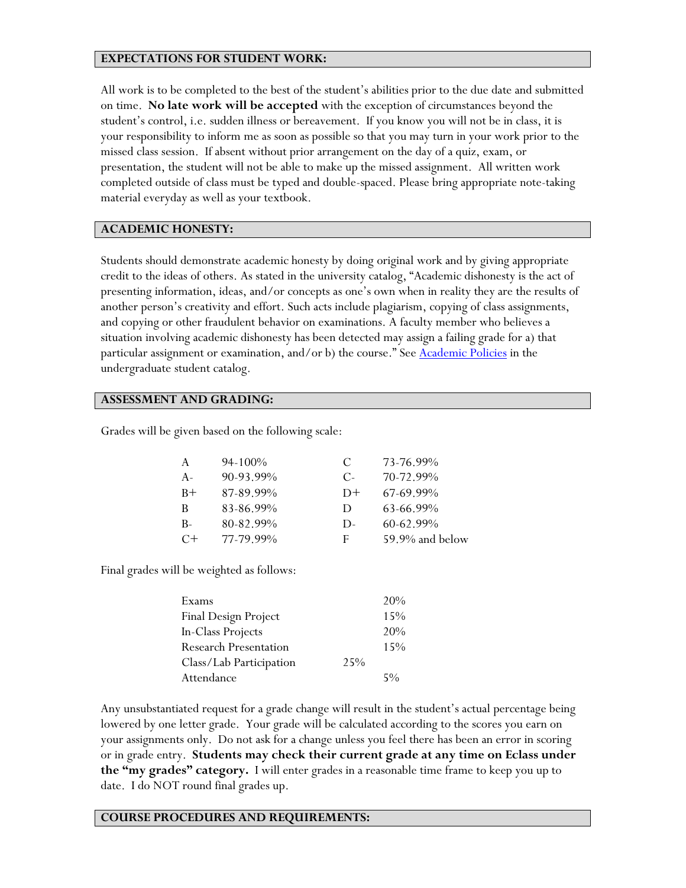## EXPECTATIONS FOR STUDENT WORK:

All work is to be completed to the best of the student's abilities prior to the due date and submitted on time. **No late work will be accepted** with the exception of circumstances beyond the student's control, i.e. sudden illness or bereavement. If you know you will not be in class, it is your responsibility to inform me as soon as possible so that you may turn in your work prior to the missed class session. If absent without prior arrangement on the day of a quiz, exam, or presentation, the student will not be able to make up the missed assignment. All written work completed outside of class must be typed and double-spaced. Please bring appropriate note-taking material everyday as well as your textbook.

## ACADEMIC HONESTY:

Students should demonstrate academic honesty by doing original work and by giving appropriate credit to the ideas of others. As stated in the university catalog, "Academic dishonesty is the act of presenting information, ideas, and/or concepts as one's own when in reality they are the results of another person's creativity and effort. Such acts include plagiarism, copying of class assignments, and copying or other fraudulent behavior on examinations. A faculty member who believes a situation involving academic dishonesty has been detected may assign a failing grade for a) that particular assignment or examination, and/or b) the course." See [Academic Policies] in the undergraduate student catalog.

## ASSESSMENT AND GRADING:

Grades will be given based on the following scale:

| Grade | Range | Grade | Range |
|---|---|---|---|
| A | 94-100% | C | 73-76.99% |
| A- | 90-93.99% | C- | 70-72.99% |
| B+ | 87-89.99% | D+ | 67-69.99% |
| B | 83-86.99% | D | 63-66.99% |
| B- | 80-82.99% | D- | 60-62.99% |
| C+ | 77-79.99% | F | 59.9% and below |

Final grades will be weighted as follows:

| Component | Weight |
|---|---|
| Exams | 20% |
| Final Design Project | 15% |
| In-Class Projects | 20% |
| Research Presentation | 15% |
| Class/Lab Participation | 25% |
| Attendance | 5% |

Any unsubstantiated request for a grade change will result in the student's actual percentage being lowered by one letter grade. Your grade will be calculated according to the scores you earn on your assignments only. Do not ask for a change unless you feel there has been an error in scoring or in grade entry. **Students may check their current grade at any time on Eclass under the "my grades" category.** I will enter grades in a reasonable time frame to keep you up to date. I do NOT round final grades up.

## COURSE PROCEDURES AND REQUIREMENTS: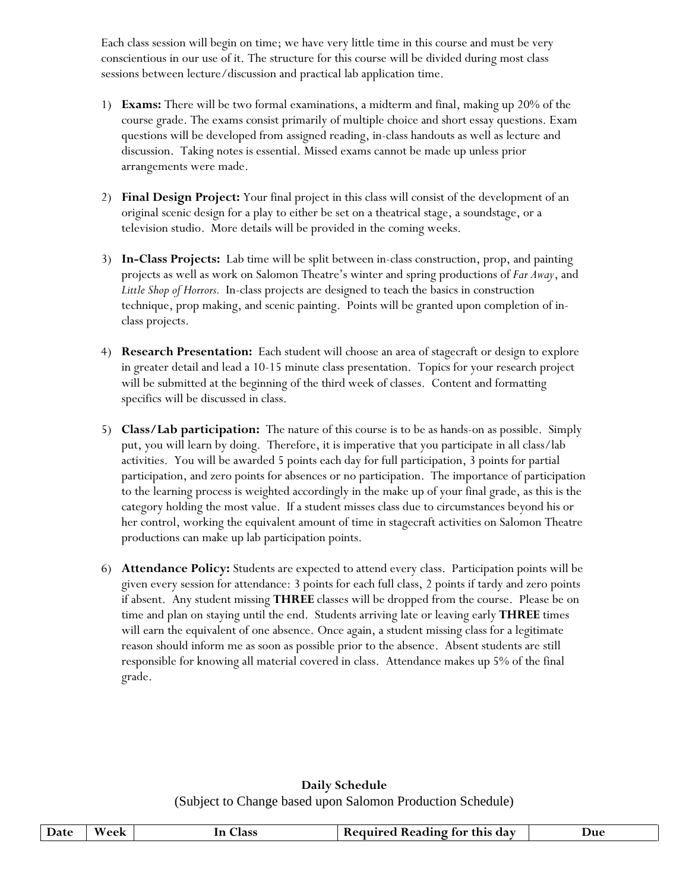Each class session will begin on time; we have very little time in this course and must be very conscientious in our use of it. The structure for this course will be divided during most class sessions between lecture/discussion and practical lab application time.

1) **Exams:** There will be two formal examinations, a midterm and final, making up 20% of the course grade. The exams consist primarily of multiple choice and short essay questions. Exam questions will be developed from assigned reading, in-class handouts as well as lecture and discussion. Taking notes is essential. Missed exams cannot be made up unless prior arrangements were made.

2) **Final Design Project:** Your final project in this class will consist of the development of an original scenic design for a play to either be set on a theatrical stage, a soundstage, or a television studio. More details will be provided in the coming weeks.

3) **In-Class Projects:** Lab time will be split between in-class construction, prop, and painting projects as well as work on Salomon Theatre's winter and spring productions of *Far Away*, and *Little Shop of Horrors.* In-class projects are designed to teach the basics in construction technique, prop making, and scenic painting. Points will be granted upon completion of in-class projects.

4) **Research Presentation:** Each student will choose an area of stagecraft or design to explore in greater detail and lead a 10-15 minute class presentation. Topics for your research project will be submitted at the beginning of the third week of classes. Content and formatting specifics will be discussed in class.

5) **Class/Lab participation:** The nature of this course is to be as hands-on as possible. Simply put, you will learn by doing. Therefore, it is imperative that you participate in all class/lab activities. You will be awarded 5 points each day for full participation, 3 points for partial participation, and zero points for absences or no participation. The importance of participation to the learning process is weighted accordingly in the make up of your final grade, as this is the category holding the most value. If a student misses class due to circumstances beyond his or her control, working the equivalent amount of time in stagecraft activities on Salomon Theatre productions can make up lab participation points.

6) **Attendance Policy:** Students are expected to attend every class. Participation points will be given every session for attendance: 3 points for each full class, 2 points if tardy and zero points if absent. Any student missing **THREE** classes will be dropped from the course. Please be on time and plan on staying until the end. Students arriving late or leaving early **THREE** times will earn the equivalent of one absence. Once again, a student missing class for a legitimate reason should inform me as soon as possible prior to the absence. Absent students are still responsible for knowing all material covered in class. Attendance makes up 5% of the final grade.

**Daily Schedule**

(Subject to Change based upon Salomon Production Schedule)

| Date | Week | In Class | Required Reading for this day | Due |
|---|---|---|---|---|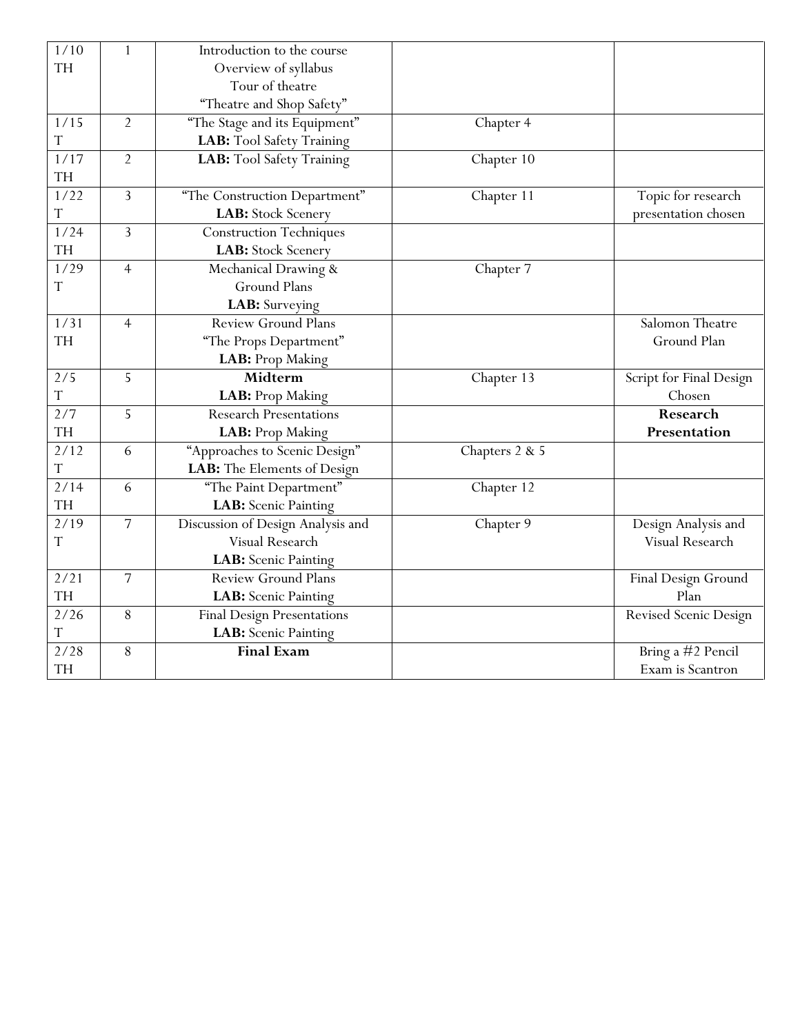| | | | | |
|---|---|---|---|---|
| 1/10 TH | 1 | Introduction to the course<br>Overview of syllabus<br>Tour of theatre<br>"Theatre and Shop Safety" | | |
| 1/15 T | 2 | "The Stage and its Equipment"<br>**LAB:** Tool Safety Training | Chapter 4 | |
| 1/17 TH | 2 | **LAB:** Tool Safety Training | Chapter 10 | |
| 1/22 T | 3 | "The Construction Department"<br>**LAB:** Stock Scenery | Chapter 11 | Topic for research presentation chosen |
| 1/24 TH | 3 | Construction Techniques<br>**LAB:** Stock Scenery | | |
| 1/29 T | 4 | Mechanical Drawing &<br>Ground Plans<br>**LAB:** Surveying | Chapter 7 | |
| 1/31 TH | 4 | Review Ground Plans<br>"The Props Department"<br>**LAB:** Prop Making | | Salomon Theatre Ground Plan |
| 2/5 T | 5 | **Midterm**<br>**LAB:** Prop Making | Chapter 13 | Script for Final Design Chosen |
| 2/7 TH | 5 | Research Presentations<br>**LAB:** Prop Making | | **Research Presentation** |
| 2/12 T | 6 | "Approaches to Scenic Design"<br>**LAB:** The Elements of Design | Chapters 2 & 5 | |
| 2/14 TH | 6 | "The Paint Department"<br>**LAB:** Scenic Painting | Chapter 12 | |
| 2/19 T | 7 | Discussion of Design Analysis and Visual Research<br>**LAB:** Scenic Painting | Chapter 9 | Design Analysis and Visual Research |
| 2/21 TH | 7 | Review Ground Plans<br>**LAB:** Scenic Painting | | Final Design Ground Plan |
| 2/26 T | 8 | Final Design Presentations<br>**LAB:** Scenic Painting | | Revised Scenic Design |
| 2/28 TH | 8 | **Final Exam** | | Bring a #2 Pencil<br>Exam is Scantron |